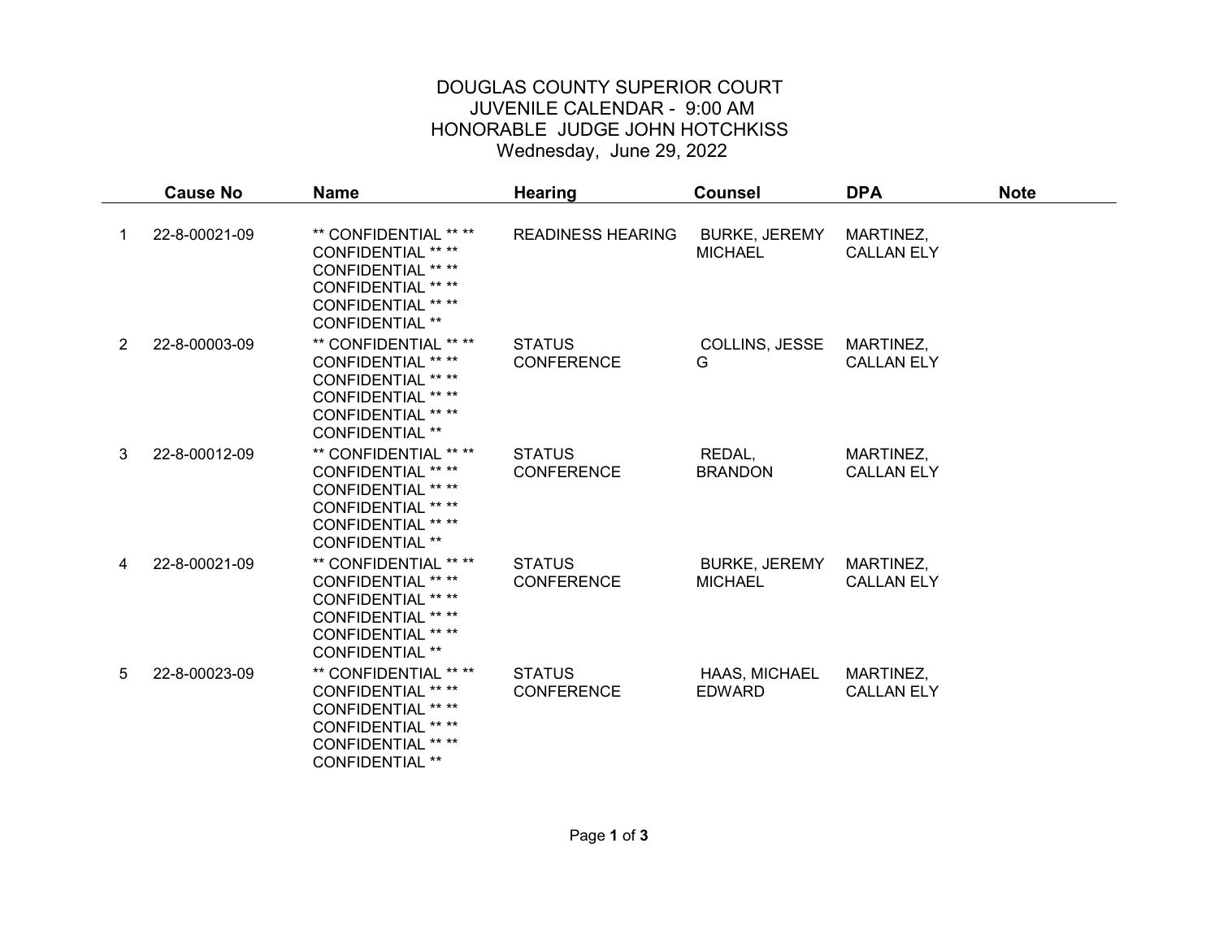# DOUGLAS COUNTY SUPERIOR COURT
## JUVENILE CALENDAR - 9:00 AM
## HONORABLE JUDGE JOHN HOTCHKISS
### Wednesday, June 29, 2022

| | Cause No | Name | Hearing | Counsel | DPA | Note |
|---|---|---|---|---|---|---|
| 1 | 22-8-00021-09 | ** CONFIDENTIAL ** ** CONFIDENTIAL ** ** CONFIDENTIAL ** ** CONFIDENTIAL ** ** CONFIDENTIAL ** ** CONFIDENTIAL ** | READINESS HEARING | BURKE, JEREMY MICHAEL | MARTINEZ, CALLAN ELY | |
| 2 | 22-8-00003-09 | ** CONFIDENTIAL ** ** CONFIDENTIAL ** ** CONFIDENTIAL ** ** CONFIDENTIAL ** ** CONFIDENTIAL ** ** CONFIDENTIAL ** | STATUS CONFERENCE | COLLINS, JESSE G | MARTINEZ, CALLAN ELY | |
| 3 | 22-8-00012-09 | ** CONFIDENTIAL ** ** CONFIDENTIAL ** ** CONFIDENTIAL ** ** CONFIDENTIAL ** ** CONFIDENTIAL ** ** CONFIDENTIAL ** | STATUS CONFERENCE | REDAL, BRANDON | MARTINEZ, CALLAN ELY | |
| 4 | 22-8-00021-09 | ** CONFIDENTIAL ** ** CONFIDENTIAL ** ** CONFIDENTIAL ** ** CONFIDENTIAL ** ** CONFIDENTIAL ** ** CONFIDENTIAL ** | STATUS CONFERENCE | BURKE, JEREMY MICHAEL | MARTINEZ, CALLAN ELY | |
| 5 | 22-8-00023-09 | ** CONFIDENTIAL ** ** CONFIDENTIAL ** ** CONFIDENTIAL ** ** CONFIDENTIAL ** ** CONFIDENTIAL ** ** CONFIDENTIAL ** | STATUS CONFERENCE | HAAS, MICHAEL EDWARD | MARTINEZ, CALLAN ELY | |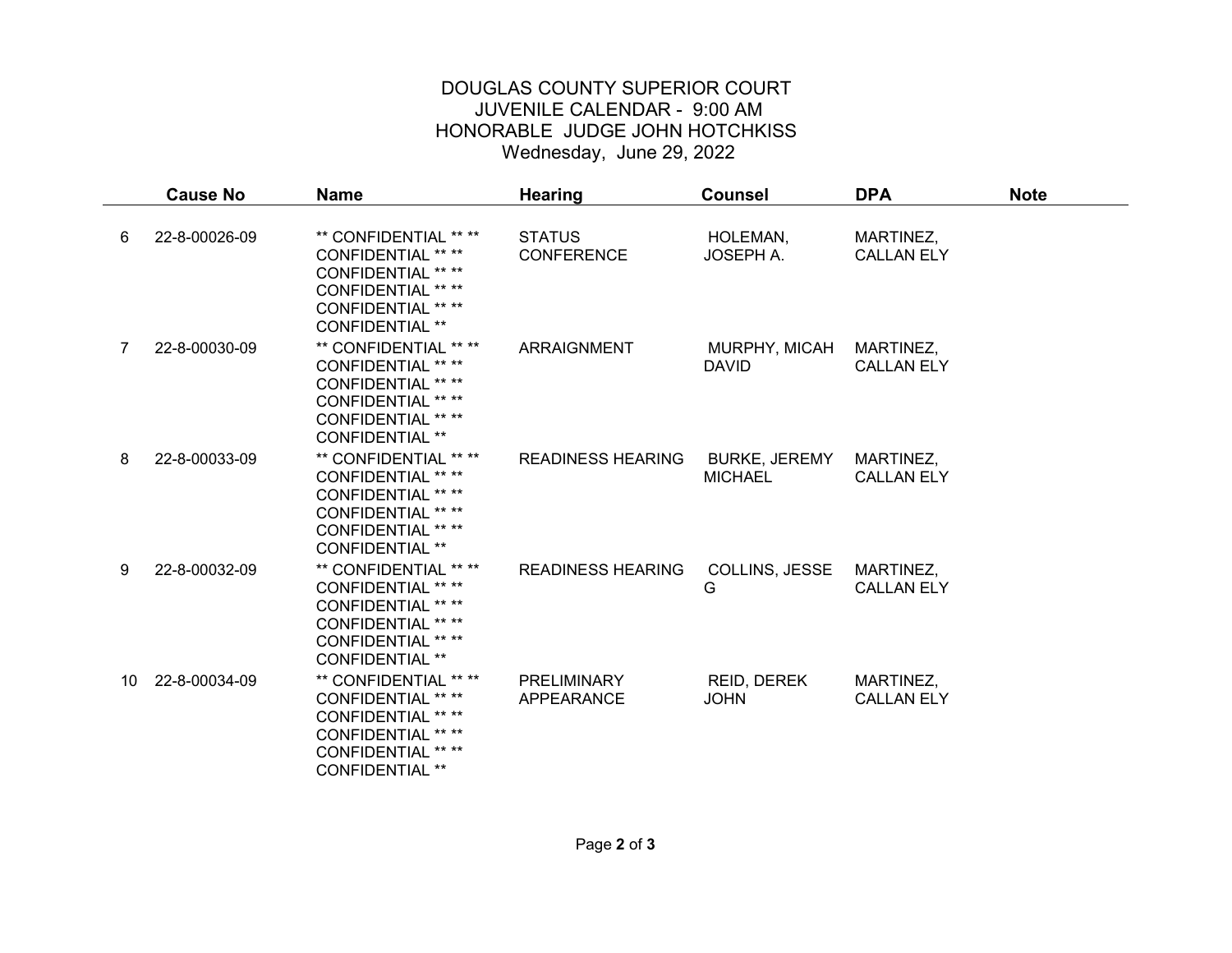DOUGLAS COUNTY SUPERIOR COURT
JUVENILE CALENDAR - 9:00 AM
HONORABLE JUDGE JOHN HOTCHKISS
Wednesday, June 29, 2022

| | Cause No | Name | Hearing | Counsel | DPA | Note |
|---|---|---|---|---|---|---|
| 6 | 22-8-00026-09 | ** CONFIDENTIAL ** ** CONFIDENTIAL ** ** CONFIDENTIAL ** ** CONFIDENTIAL ** ** CONFIDENTIAL ** ** CONFIDENTIAL ** | STATUS CONFERENCE | HOLEMAN, JOSEPH A. | MARTINEZ, CALLAN ELY | |
| 7 | 22-8-00030-09 | ** CONFIDENTIAL ** ** CONFIDENTIAL ** ** CONFIDENTIAL ** ** CONFIDENTIAL ** ** CONFIDENTIAL ** ** CONFIDENTIAL ** | ARRAIGNMENT | MURPHY, MICAH DAVID | MARTINEZ, CALLAN ELY | |
| 8 | 22-8-00033-09 | ** CONFIDENTIAL ** ** CONFIDENTIAL ** ** CONFIDENTIAL ** ** CONFIDENTIAL ** ** CONFIDENTIAL ** ** CONFIDENTIAL ** | READINESS HEARING | BURKE, JEREMY MICHAEL | MARTINEZ, CALLAN ELY | |
| 9 | 22-8-00032-09 | ** CONFIDENTIAL ** ** CONFIDENTIAL ** ** CONFIDENTIAL ** ** CONFIDENTIAL ** ** CONFIDENTIAL ** ** CONFIDENTIAL ** | READINESS HEARING | COLLINS, JESSE G | MARTINEZ, CALLAN ELY | |
| 10 | 22-8-00034-09 | ** CONFIDENTIAL ** ** CONFIDENTIAL ** ** CONFIDENTIAL ** ** CONFIDENTIAL ** ** CONFIDENTIAL ** ** CONFIDENTIAL ** | PRELIMINARY APPEARANCE | REID, DEREK JOHN | MARTINEZ, CALLAN ELY | |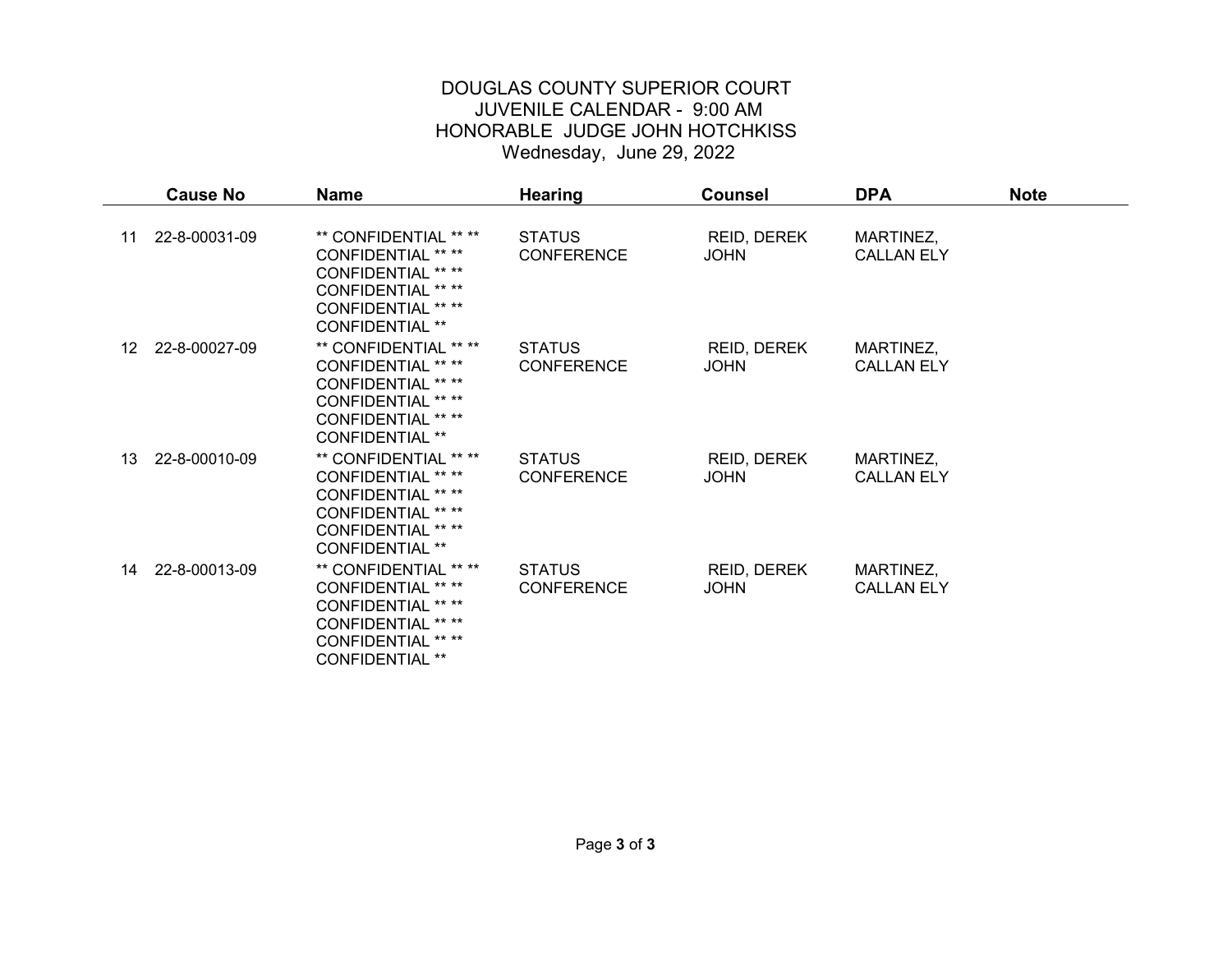DOUGLAS COUNTY SUPERIOR COURT
JUVENILE CALENDAR - 9:00 AM
HONORABLE JUDGE JOHN HOTCHKISS
Wednesday, June 29, 2022

| | Cause No | Name | Hearing | Counsel | DPA | Note |
|---|---|---|---|---|---|---|
| 11 | 22-8-00031-09 | ** CONFIDENTIAL ** ** CONFIDENTIAL ** ** CONFIDENTIAL ** ** CONFIDENTIAL ** ** CONFIDENTIAL ** ** CONFIDENTIAL ** | STATUS CONFERENCE | REID, DEREK JOHN | MARTINEZ, CALLAN ELY | |
| 12 | 22-8-00027-09 | ** CONFIDENTIAL ** ** CONFIDENTIAL ** ** CONFIDENTIAL ** ** CONFIDENTIAL ** ** CONFIDENTIAL ** ** CONFIDENTIAL ** | STATUS CONFERENCE | REID, DEREK JOHN | MARTINEZ, CALLAN ELY | |
| 13 | 22-8-00010-09 | ** CONFIDENTIAL ** ** CONFIDENTIAL ** ** CONFIDENTIAL ** ** CONFIDENTIAL ** ** CONFIDENTIAL ** ** CONFIDENTIAL ** | STATUS CONFERENCE | REID, DEREK JOHN | MARTINEZ, CALLAN ELY | |
| 14 | 22-8-00013-09 | ** CONFIDENTIAL ** ** CONFIDENTIAL ** ** CONFIDENTIAL ** ** CONFIDENTIAL ** ** CONFIDENTIAL ** ** CONFIDENTIAL ** | STATUS CONFERENCE | REID, DEREK JOHN | MARTINEZ, CALLAN ELY | |